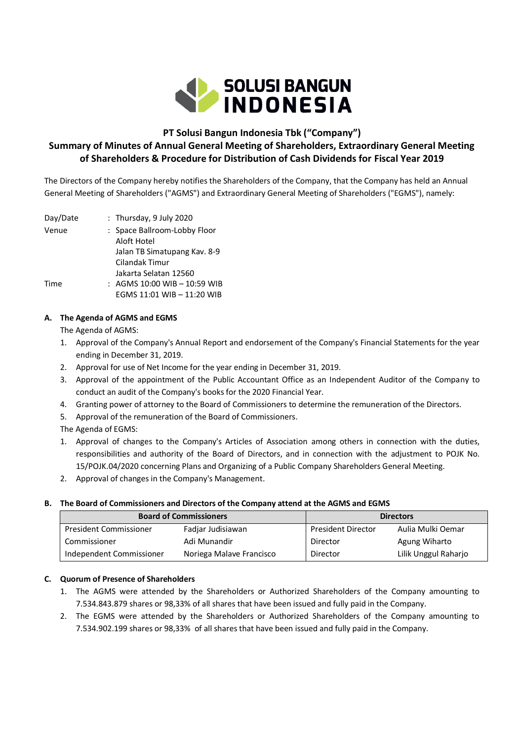**SOLUSI BANGUN INDONESIA**

# PT Solusi Bangun Indonesia Tbk ("Company")

## Summary of Minutes of Annual General Meeting of Shareholders, Extraordinary General Meeting of Shareholders & Procedure for Distribution of Cash Dividends for Fiscal Year 2019

The Directors of the Company hereby notifies the Shareholders of the Company, that the Company has held an Annual General Meeting of Shareholders ("AGMS") and Extraordinary General Meeting of Shareholders ("EGMS"), namely:

| | |
|---|---|
| Day/Date | : Thursday, 9 July 2020 |
| Venue | : Space Ballroom-Lobby Floor<br>Aloft Hotel<br>Jalan TB Simatupang Kav. 8-9<br>Cilandak Timur<br>Jakarta Selatan 12560 |
| Time | : AGMS 10:00 WIB – 10:59 WIB<br>EGMS 11:01 WIB – 11:20 WIB |

### A. The Agenda of AGMS and EGMS

The Agenda of AGMS:

1. Approval of the Company's Annual Report and endorsement of the Company's Financial Statements for the year ending in December 31, 2019.
2. Approval for use of Net Income for the year ending in December 31, 2019.
3. Approval of the appointment of the Public Accountant Office as an Independent Auditor of the Company to conduct an audit of the Company's books for the 2020 Financial Year.
4. Granting power of attorney to the Board of Commissioners to determine the remuneration of the Directors.
5. Approval of the remuneration of the Board of Commissioners.

The Agenda of EGMS:

1. Approval of changes to the Company's Articles of Association among others in connection with the duties, responsibilities and authority of the Board of Directors, and in connection with the adjustment to POJK No. 15/POJK.04/2020 concerning Plans and Organizing of a Public Company Shareholders General Meeting.
2. Approval of changes in the Company's Management.

### B. The Board of Commissioners and Directors of the Company attend at the AGMS and EGMS

| Board of Commissioners | | Directors | |
|---|---|---|---|
| President Commissioner | Fadjar Judisiawan | President Director | Aulia Mulki Oemar |
| Commissioner | Adi Munandir | Director | Agung Wiharto |
| Independent Commissioner | Noriega Malave Francisco | Director | Lilik Unggul Raharjo |

### C. Quorum of Presence of Shareholders

1. The AGMS were attended by the Shareholders or Authorized Shareholders of the Company amounting to 7.534.843.879 shares or 98,33% of all shares that have been issued and fully paid in the Company.
2. The EGMS were attended by the Shareholders or Authorized Shareholders of the Company amounting to 7.534.902.199 shares or 98,33% of all shares that have been issued and fully paid in the Company.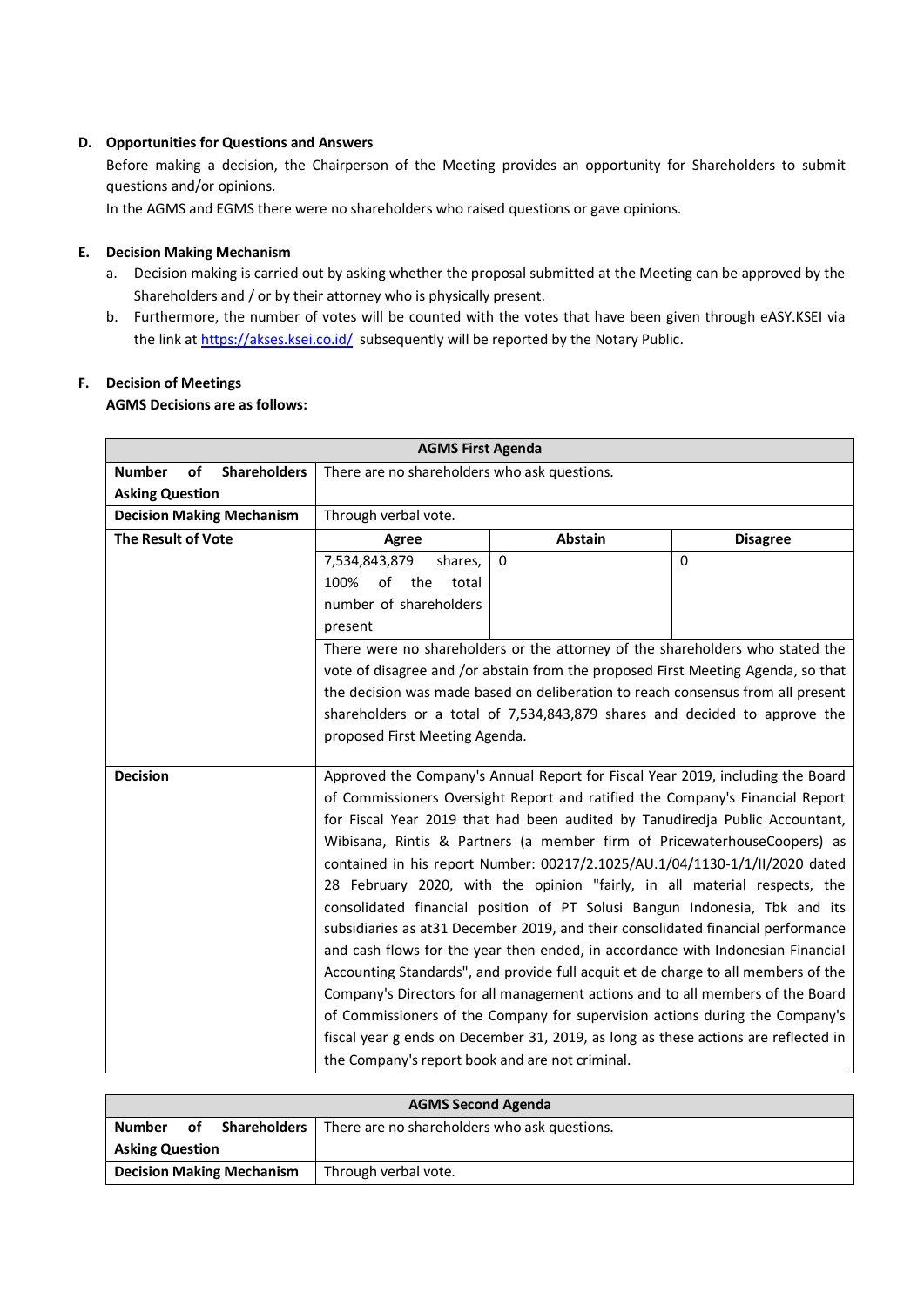**D. Opportunities for Questions and Answers**

Before making a decision, the Chairperson of the Meeting provides an opportunity for Shareholders to submit questions and/or opinions.

In the AGMS and EGMS there were no shareholders who raised questions or gave opinions.

**E. Decision Making Mechanism**

a. Decision making is carried out by asking whether the proposal submitted at the Meeting can be approved by the Shareholders and / or by their attorney who is physically present.

b. Furthermore, the number of votes will be counted with the votes that have been given through eASY.KSEI via the link at https://akses.ksei.co.id/ subsequently will be reported by the Notary Public.

**F. Decision of Meetings**

**AGMS Decisions are as follows:**

| **AGMS First Agenda** | | | |
|---|---|---|---|
| **Number of Shareholders Asking Question** | There are no shareholders who ask questions. | | |
| **Decision Making Mechanism** | Through verbal vote. | | |
| **The Result of Vote** | **Agree** | **Abstain** | **Disagree** |
| | 7,534,843,879 shares, 100% of the total number of shareholders present | 0 | 0 |
| | There were no shareholders or the attorney of the shareholders who stated the vote of disagree and /or abstain from the proposed First Meeting Agenda, so that the decision was made based on deliberation to reach consensus from all present shareholders or a total of 7,534,843,879 shares and decided to approve the proposed First Meeting Agenda. | | |
| **Decision** | Approved the Company's Annual Report for Fiscal Year 2019, including the Board of Commissioners Oversight Report and ratified the Company's Financial Report for Fiscal Year 2019 that had been audited by Tanudiredja Public Accountant, Wibisana, Rintis & Partners (a member firm of PricewaterhouseCoopers) as contained in his report Number: 00217/2.1025/AU.1/04/1130-1/1/II/2020 dated 28 February 2020, with the opinion "fairly, in all material respects, the consolidated financial position of PT Solusi Bangun Indonesia, Tbk and its subsidiaries as at31 December 2019, and their consolidated financial performance and cash flows for the year then ended, in accordance with Indonesian Financial Accounting Standards", and provide full acquit et de charge to all members of the Company's Directors for all management actions and to all members of the Board of Commissioners of the Company for supervision actions during the Company's fiscal year g ends on December 31, 2019, as long as these actions are reflected in the Company's report book and are not criminal. | | |

| **AGMS Second Agenda** | |
|---|---|
| **Number of Shareholders Asking Question** | There are no shareholders who ask questions. |
| **Decision Making Mechanism** | Through verbal vote. |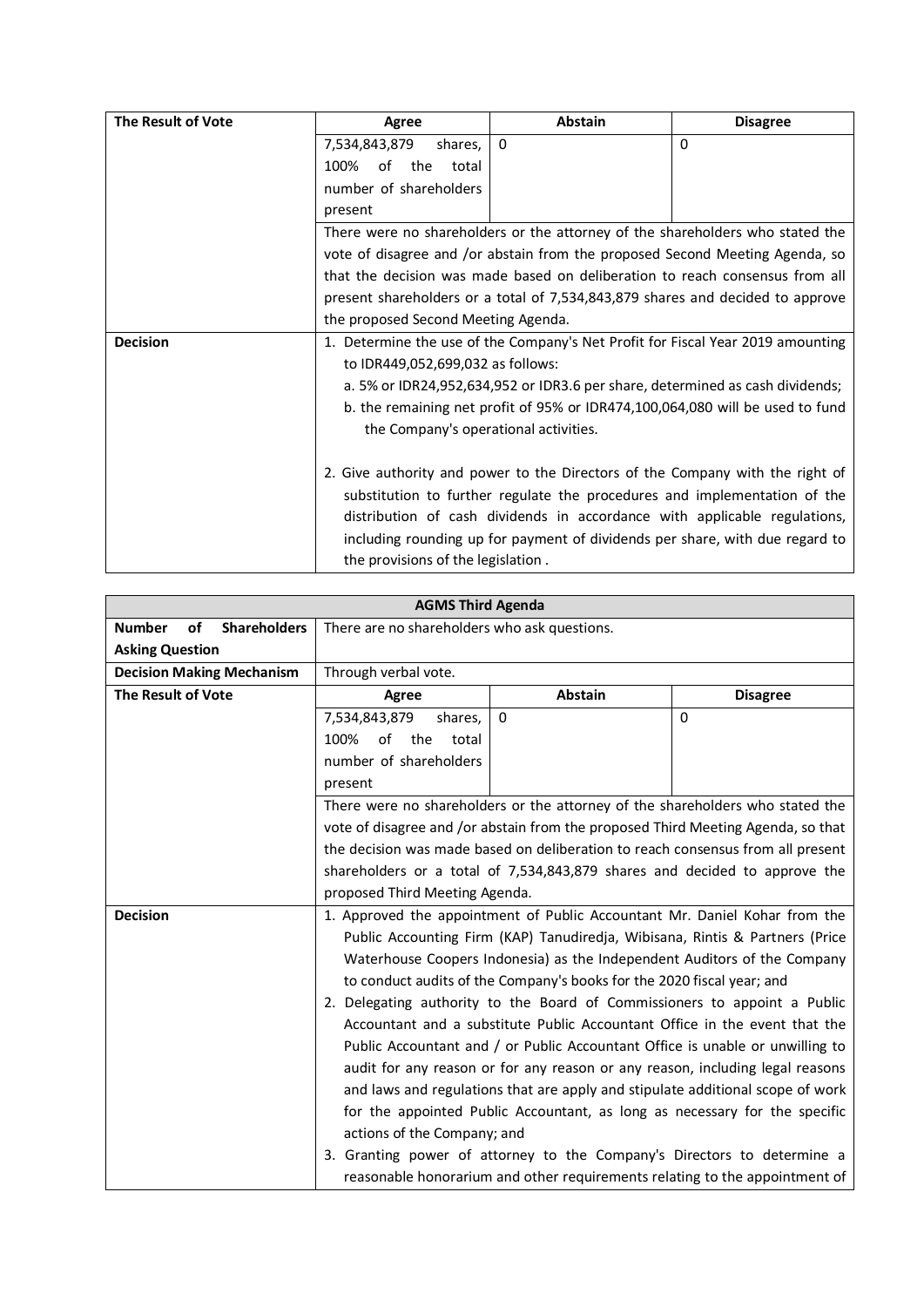| The Result of Vote | Agree | Abstain | Disagree |
|---|---|---|---|
| | 7,534,843,879 shares, 100% of the total number of shareholders present | 0 | 0 |
| | There were no shareholders or the attorney of the shareholders who stated the vote of disagree and /or abstain from the proposed Second Meeting Agenda, so that the decision was made based on deliberation to reach consensus from all present shareholders or a total of 7,534,843,879 shares and decided to approve the proposed Second Meeting Agenda. | | |
| **Decision** | 1. Determine the use of the Company's Net Profit for Fiscal Year 2019 amounting to IDR449,052,699,032 as follows:<br>a. 5% or IDR24,952,634,952 or IDR3.6 per share, determined as cash dividends;<br>b. the remaining net profit of 95% or IDR474,100,064,080 will be used to fund the Company's operational activities.<br><br>2. Give authority and power to the Directors of the Company with the right of substitution to further regulate the procedures and implementation of the distribution of cash dividends in accordance with applicable regulations, including rounding up for payment of dividends per share, with due regard to the provisions of the legislation . | | |

| AGMS Third Agenda | | | |
|---|---|---|---|
| **Number of Shareholders Asking Question** | There are no shareholders who ask questions. | | |
| **Decision Making Mechanism** | Through verbal vote. | | |
| **The Result of Vote** | **Agree** | **Abstain** | **Disagree** |
| | 7,534,843,879 shares, 100% of the total number of shareholders present | 0 | 0 |
| | There were no shareholders or the attorney of the shareholders who stated the vote of disagree and /or abstain from the proposed Third Meeting Agenda, so that the decision was made based on deliberation to reach consensus from all present shareholders or a total of 7,534,843,879 shares and decided to approve the proposed Third Meeting Agenda. | | |
| **Decision** | 1. Approved the appointment of Public Accountant Mr. Daniel Kohar from the Public Accounting Firm (KAP) Tanudiredja, Wibisana, Rintis & Partners (Price Waterhouse Coopers Indonesia) as the Independent Auditors of the Company to conduct audits of the Company's books for the 2020 fiscal year; and<br>2. Delegating authority to the Board of Commissioners to appoint a Public Accountant and a substitute Public Accountant Office in the event that the Public Accountant and / or Public Accountant Office is unable or unwilling to audit for any reason or for any reason or any reason, including legal reasons and laws and regulations that are apply and stipulate additional scope of work for the appointed Public Accountant, as long as necessary for the specific actions of the Company; and<br>3. Granting power of attorney to the Company's Directors to determine a reasonable honorarium and other requirements relating to the appointment of | | |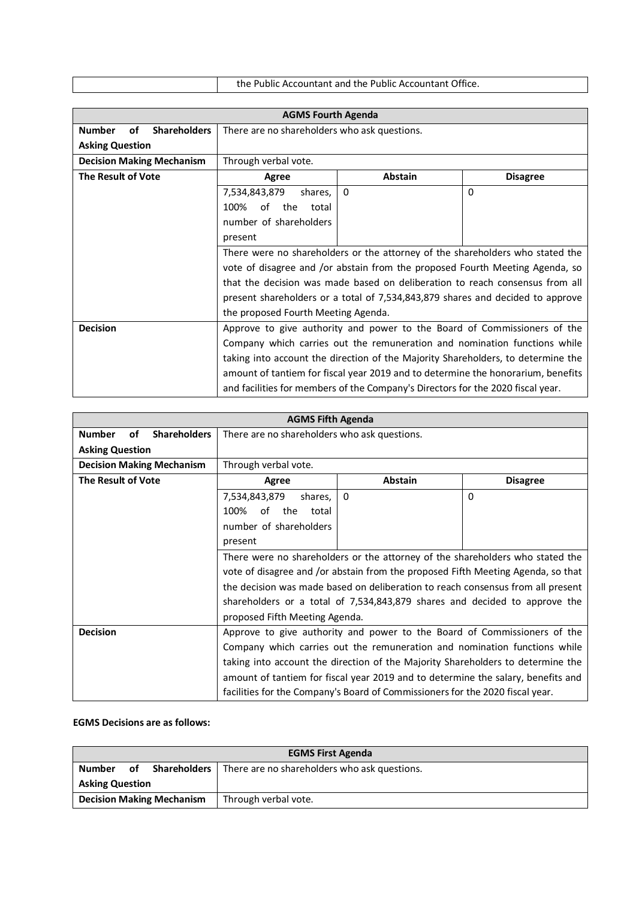| | the Public Accountant and the Public Accountant Office. |
|---|---|

| AGMS Fourth Agenda | | | |
|---|---|---|---|
| **Number of Shareholders Asking Question** | There are no shareholders who ask questions. | | |
| **Decision Making Mechanism** | Through verbal vote. | | |
| **The Result of Vote** | **Agree** | **Abstain** | **Disagree** |
| | 7,534,843,879 shares, 100% of the total number of shareholders present | 0 | 0 |
| | There were no shareholders or the attorney of the shareholders who stated the vote of disagree and /or abstain from the proposed Fourth Meeting Agenda, so that the decision was made based on deliberation to reach consensus from all present shareholders or a total of 7,534,843,879 shares and decided to approve the proposed Fourth Meeting Agenda. | | |
| **Decision** | Approve to give authority and power to the Board of Commissioners of the Company which carries out the remuneration and nomination functions while taking into account the direction of the Majority Shareholders, to determine the amount of tantiem for fiscal year 2019 and to determine the honorarium, benefits and facilities for members of the Company's Directors for the 2020 fiscal year. | | |

| AGMS Fifth Agenda | | | |
|---|---|---|---|
| **Number of Shareholders Asking Question** | There are no shareholders who ask questions. | | |
| **Decision Making Mechanism** | Through verbal vote. | | |
| **The Result of Vote** | **Agree** | **Abstain** | **Disagree** |
| | 7,534,843,879 shares, 100% of the total number of shareholders present | 0 | 0 |
| | There were no shareholders or the attorney of the shareholders who stated the vote of disagree and /or abstain from the proposed Fifth Meeting Agenda, so that the decision was made based on deliberation to reach consensus from all present shareholders or a total of 7,534,843,879 shares and decided to approve the proposed Fifth Meeting Agenda. | | |
| **Decision** | Approve to give authority and power to the Board of Commissioners of the Company which carries out the remuneration and nomination functions while taking into account the direction of the Majority Shareholders to determine the amount of tantiem for fiscal year 2019 and to determine the salary, benefits and facilities for the Company's Board of Commissioners for the 2020 fiscal year. | | |

**EGMS Decisions are as follows:**

| EGMS First Agenda | |
|---|---|
| **Number of Shareholders Asking Question** | There are no shareholders who ask questions. |
| **Decision Making Mechanism** | Through verbal vote. |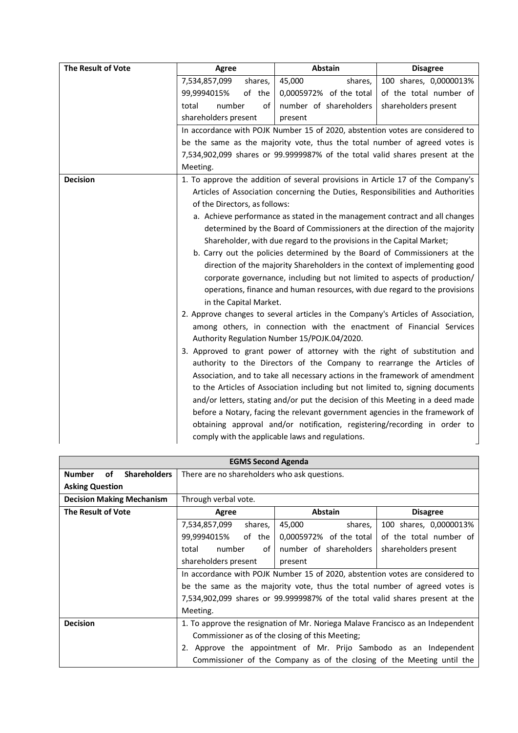| The Result of Vote | Agree | Abstain | Disagree |
|---|---|---|---|
| | 7,534,857,099 shares, 99,9994015% of the total number of shareholders present | 45,000 shares, 0,0005972% of the total number of shareholders present | 100 shares, 0,0000013% of the total number of shareholders present |
| | In accordance with POJK Number 15 of 2020, abstention votes are considered to be the same as the majority vote, thus the total number of agreed votes is 7,534,902,099 shares or 99.9999987% of the total valid shares present at the Meeting. | | |
| **Decision** | 1. To approve the addition of several provisions in Article 17 of the Company's Articles of Association concerning the Duties, Responsibilities and Authorities of the Directors, as follows:<br>a. Achieve performance as stated in the management contract and all changes determined by the Board of Commissioners at the direction of the majority Shareholder, with due regard to the provisions in the Capital Market;<br>b. Carry out the policies determined by the Board of Commissioners at the direction of the majority Shareholders in the context of implementing good corporate governance, including but not limited to aspects of production/ operations, finance and human resources, with due regard to the provisions in the Capital Market.<br>2. Approve changes to several articles in the Company's Articles of Association, among others, in connection with the enactment of Financial Services Authority Regulation Number 15/POJK.04/2020.<br>3. Approved to grant power of attorney with the right of substitution and authority to the Directors of the Company to rearrange the Articles of Association, and to take all necessary actions in the framework of amendment to the Articles of Association including but not limited to, signing documents and/or letters, stating and/or put the decision of this Meeting in a deed made before a Notary, facing the relevant government agencies in the framework of obtaining approval and/or notification, registering/recording in order to comply with the applicable laws and regulations. | | |

| EGMS Second Agenda | | | |
|---|---|---|---|
| **Number of Shareholders Asking Question** | There are no shareholders who ask questions. | | |
| **Decision Making Mechanism** | Through verbal vote. | | |
| **The Result of Vote** | **Agree** | **Abstain** | **Disagree** |
| | 7,534,857,099 shares, 99,9994015% of the total number of shareholders present | 45,000 shares, 0,0005972% of the total number of shareholders present | 100 shares, 0,0000013% of the total number of shareholders present |
| | In accordance with POJK Number 15 of 2020, abstention votes are considered to be the same as the majority vote, thus the total number of agreed votes is 7,534,902,099 shares or 99.9999987% of the total valid shares present at the Meeting. | | |
| **Decision** | 1. To approve the resignation of Mr. Noriega Malave Francisco as an Independent Commissioner as of the closing of this Meeting;<br>2. Approve the appointment of Mr. Prijo Sambodo as an Independent Commissioner of the Company as of the closing of the Meeting until the | | |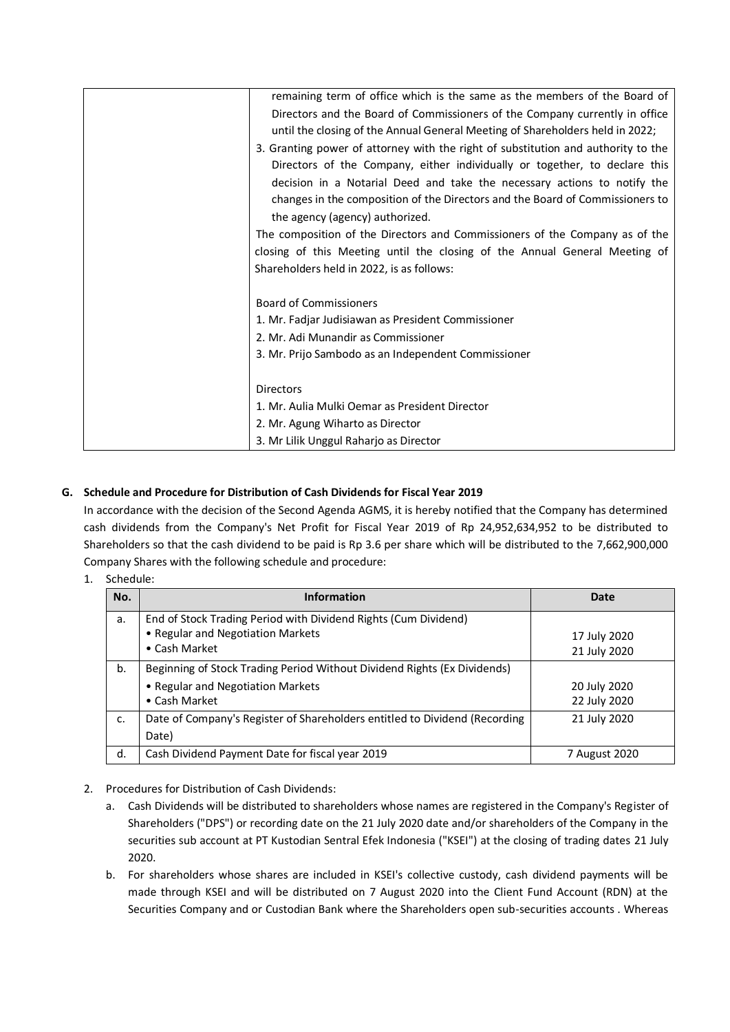| | remaining term of office which is the same as the members of the Board of Directors and the Board of Commissioners of the Company currently in office until the closing of the Annual General Meeting of Shareholders held in 2022;<br>3. Granting power of attorney with the right of substitution and authority to the Directors of the Company, either individually or together, to declare this decision in a Notarial Deed and take the necessary actions to notify the changes in the composition of the Directors and the Board of Commissioners to the agency (agency) authorized.<br>The composition of the Directors and Commissioners of the Company as of the closing of this Meeting until the closing of the Annual General Meeting of Shareholders held in 2022, is as follows:<br><br>Board of Commissioners<br>1. Mr. Fadjar Judisiawan as President Commissioner<br>2. Mr. Adi Munandir as Commissioner<br>3. Mr. Prijo Sambodo as an Independent Commissioner<br><br>Directors<br>1. Mr. Aulia Mulki Oemar as President Director<br>2. Mr. Agung Wiharto as Director<br>3. Mr Lilik Unggul Raharjo as Director |
|---|---|

## G. Schedule and Procedure for Distribution of Cash Dividends for Fiscal Year 2019

In accordance with the decision of the Second Agenda AGMS, it is hereby notified that the Company has determined cash dividends from the Company's Net Profit for Fiscal Year 2019 of Rp 24,952,634,952 to be distributed to Shareholders so that the cash dividend to be paid is Rp 3.6 per share which will be distributed to the 7,662,900,000 Company Shares with the following schedule and procedure:

1. Schedule:

| No. | Information | Date |
|---|---|---|
| a. | End of Stock Trading Period with Dividend Rights (Cum Dividend)<br>• Regular and Negotiation Markets<br>• Cash Market | <br>17 July 2020<br>21 July 2020 |
| b. | Beginning of Stock Trading Period Without Dividend Rights (Ex Dividends)<br>• Regular and Negotiation Markets<br>• Cash Market | <br>20 July 2020<br>22 July 2020 |
| c. | Date of Company's Register of Shareholders entitled to Dividend (Recording Date) | 21 July 2020 |
| d. | Cash Dividend Payment Date for fiscal year 2019 | 7 August 2020 |

2. Procedures for Distribution of Cash Dividends:
   a. Cash Dividends will be distributed to shareholders whose names are registered in the Company's Register of Shareholders ("DPS") or recording date on the 21 July 2020 date and/or shareholders of the Company in the securities sub account at PT Kustodian Sentral Efek Indonesia ("KSEI") at the closing of trading dates 21 July 2020.
   b. For shareholders whose shares are included in KSEI's collective custody, cash dividend payments will be made through KSEI and will be distributed on 7 August 2020 into the Client Fund Account (RDN) at the Securities Company and or Custodian Bank where the Shareholders open sub-securities accounts . Whereas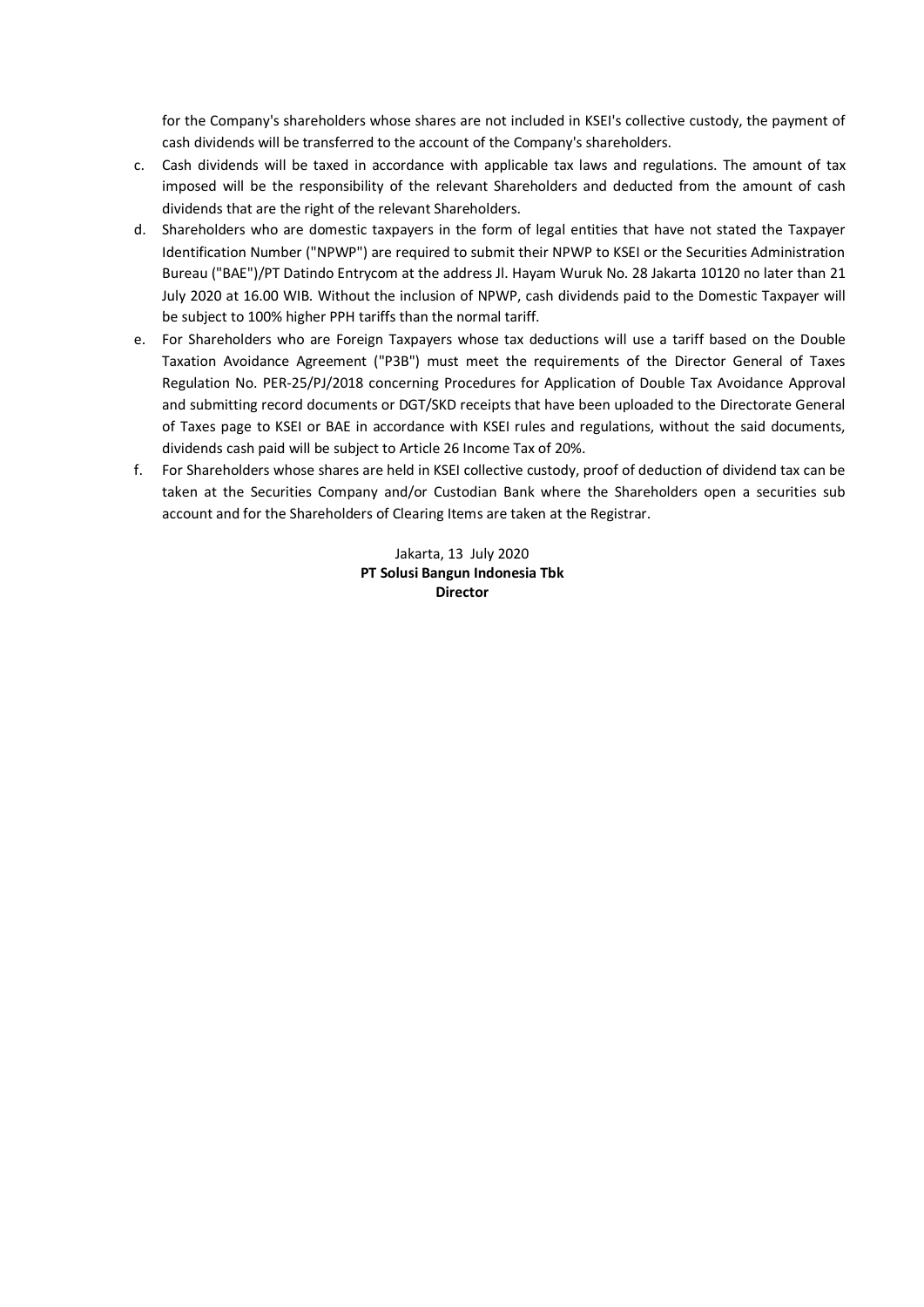for the Company's shareholders whose shares are not included in KSEI's collective custody, the payment of cash dividends will be transferred to the account of the Company's shareholders.

c. Cash dividends will be taxed in accordance with applicable tax laws and regulations. The amount of tax imposed will be the responsibility of the relevant Shareholders and deducted from the amount of cash dividends that are the right of the relevant Shareholders.
d. Shareholders who are domestic taxpayers in the form of legal entities that have not stated the Taxpayer Identification Number ("NPWP") are required to submit their NPWP to KSEI or the Securities Administration Bureau ("BAE")/PT Datindo Entrycom at the address Jl. Hayam Wuruk No. 28 Jakarta 10120 no later than 21 July 2020 at 16.00 WIB. Without the inclusion of NPWP, cash dividends paid to the Domestic Taxpayer will be subject to 100% higher PPH tariffs than the normal tariff.
e. For Shareholders who are Foreign Taxpayers whose tax deductions will use a tariff based on the Double Taxation Avoidance Agreement ("P3B") must meet the requirements of the Director General of Taxes Regulation No. PER-25/PJ/2018 concerning Procedures for Application of Double Tax Avoidance Approval and submitting record documents or DGT/SKD receipts that have been uploaded to the Directorate General of Taxes page to KSEI or BAE in accordance with KSEI rules and regulations, without the said documents, dividends cash paid will be subject to Article 26 Income Tax of 20%.
f. For Shareholders whose shares are held in KSEI collective custody, proof of deduction of dividend tax can be taken at the Securities Company and/or Custodian Bank where the Shareholders open a securities sub account and for the Shareholders of Clearing Items are taken at the Registrar.

Jakarta, 13 July 2020
**PT Solusi Bangun Indonesia Tbk**
**Director**